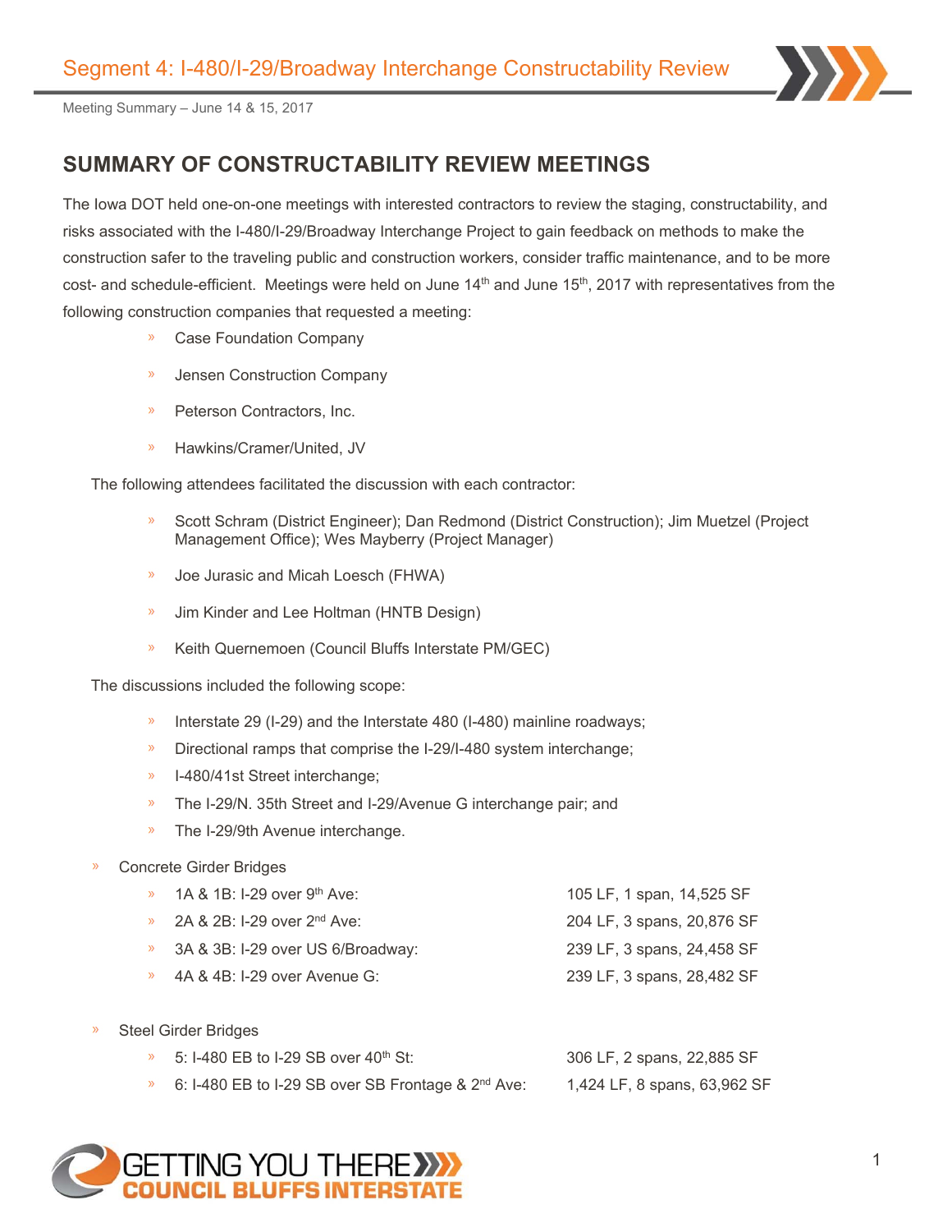# Segment 4: I-480/I-29/Broadway Interchange Constructability Review

Meeting Summary – June 14 & 15, 2017

## SUMMARY OF CONSTRUCTABILITY REVIEW MEETINGS

The Iowa DOT held one-on-one meetings with interested contractors to review the staging, constructability, and risks associated with the I-480/I-29/Broadway Interchange Project to gain feedback on methods to make the construction safer to the traveling public and construction workers, consider traffic maintenance, and to be more cost- and schedule-efficient. Meetings were held on June 14th and June 15th, 2017 with representatives from the following construction companies that requested a meeting:

- Case Foundation Company
- Jensen Construction Company
- Peterson Contractors, Inc.
- Hawkins/Cramer/United, JV

The following attendees facilitated the discussion with each contractor:

- Scott Schram (District Engineer); Dan Redmond (District Construction); Jim Muetzel (Project Management Office); Wes Mayberry (Project Manager)
- Joe Jurasic and Micah Loesch (FHWA)
- Jim Kinder and Lee Holtman (HNTB Design)
- Keith Quernemoen (Council Bluffs Interstate PM/GEC)

The discussions included the following scope:

- Interstate 29 (I-29) and the Interstate 480 (I-480) mainline roadways;
- Directional ramps that comprise the I-29/I-480 system interchange;
- I-480/41st Street interchange;
- The I-29/N. 35th Street and I-29/Avenue G interchange pair; and
- The I-29/9th Avenue interchange.

- Concrete Girder Bridges
  - 1A & 1B: I-29 over 9th Ave: 105 LF, 1 span, 14,525 SF
  - 2A & 2B: I-29 over 2nd Ave: 204 LF, 3 spans, 20,876 SF
  - 3A & 3B: I-29 over US 6/Broadway: 239 LF, 3 spans, 24,458 SF
  - 4A & 4B: I-29 over Avenue G: 239 LF, 3 spans, 28,482 SF

- Steel Girder Bridges
  - 5: I-480 EB to I-29 SB over 40th St: 306 LF, 2 spans, 22,885 SF
  - 6: I-480 EB to I-29 SB over SB Frontage & 2nd Ave: 1,424 LF, 8 spans, 63,962 SF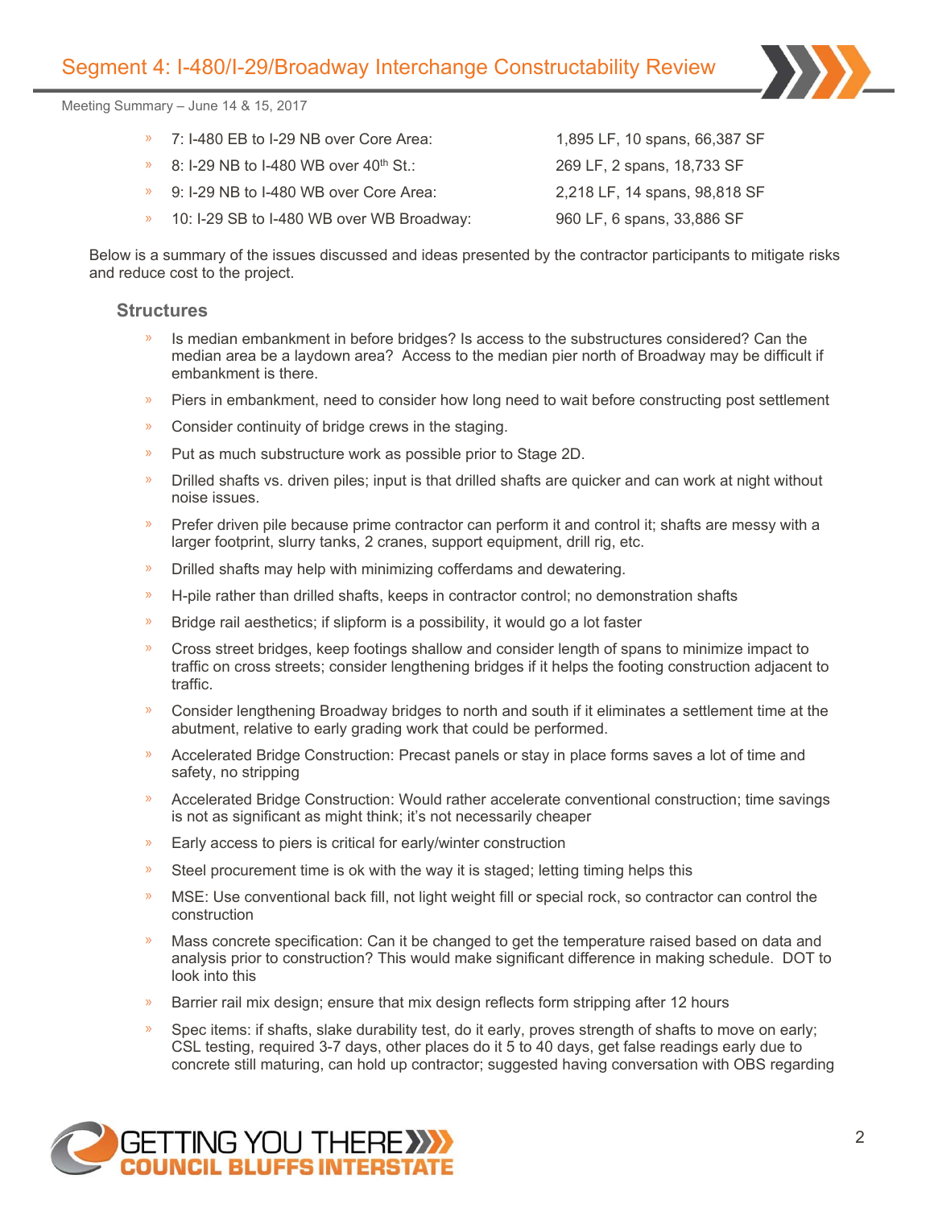- 7: I-480 EB to I-29 NB over Core Area: 1,895 LF, 10 spans, 66,387 SF
- 8: I-29 NB to I-480 WB over 40th St.: 269 LF, 2 spans, 18,733 SF
- 9: I-29 NB to I-480 WB over Core Area: 2,218 LF, 14 spans, 98,818 SF
- 10: I-29 SB to I-480 WB over WB Broadway: 960 LF, 6 spans, 33,886 SF

Below is a summary of the issues discussed and ideas presented by the contractor participants to mitigate risks and reduce cost to the project.

### Structures

- Is median embankment in before bridges? Is access to the substructures considered? Can the median area be a laydown area? Access to the median pier north of Broadway may be difficult if embankment is there.
- Piers in embankment, need to consider how long need to wait before constructing post settlement
- Consider continuity of bridge crews in the staging.
- Put as much substructure work as possible prior to Stage 2D.
- Drilled shafts vs. driven piles; input is that drilled shafts are quicker and can work at night without noise issues.
- Prefer driven pile because prime contractor can perform it and control it; shafts are messy with a larger footprint, slurry tanks, 2 cranes, support equipment, drill rig, etc.
- Drilled shafts may help with minimizing cofferdams and dewatering.
- H-pile rather than drilled shafts, keeps in contractor control; no demonstration shafts
- Bridge rail aesthetics; if slipform is a possibility, it would go a lot faster
- Cross street bridges, keep footings shallow and consider length of spans to minimize impact to traffic on cross streets; consider lengthening bridges if it helps the footing construction adjacent to traffic.
- Consider lengthening Broadway bridges to north and south if it eliminates a settlement time at the abutment, relative to early grading work that could be performed.
- Accelerated Bridge Construction: Precast panels or stay in place forms saves a lot of time and safety, no stripping
- Accelerated Bridge Construction: Would rather accelerate conventional construction; time savings is not as significant as might think; it's not necessarily cheaper
- Early access to piers is critical for early/winter construction
- Steel procurement time is ok with the way it is staged; letting timing helps this
- MSE: Use conventional back fill, not light weight fill or special rock, so contractor can control the construction
- Mass concrete specification: Can it be changed to get the temperature raised based on data and analysis prior to construction? This would make significant difference in making schedule. DOT to look into this
- Barrier rail mix design; ensure that mix design reflects form stripping after 12 hours
- Spec items: if shafts, slake durability test, do it early, proves strength of shafts to move on early; CSL testing, required 3-7 days, other places do it 5 to 40 days, get false readings early due to concrete still maturing, can hold up contractor; suggested having conversation with OBS regarding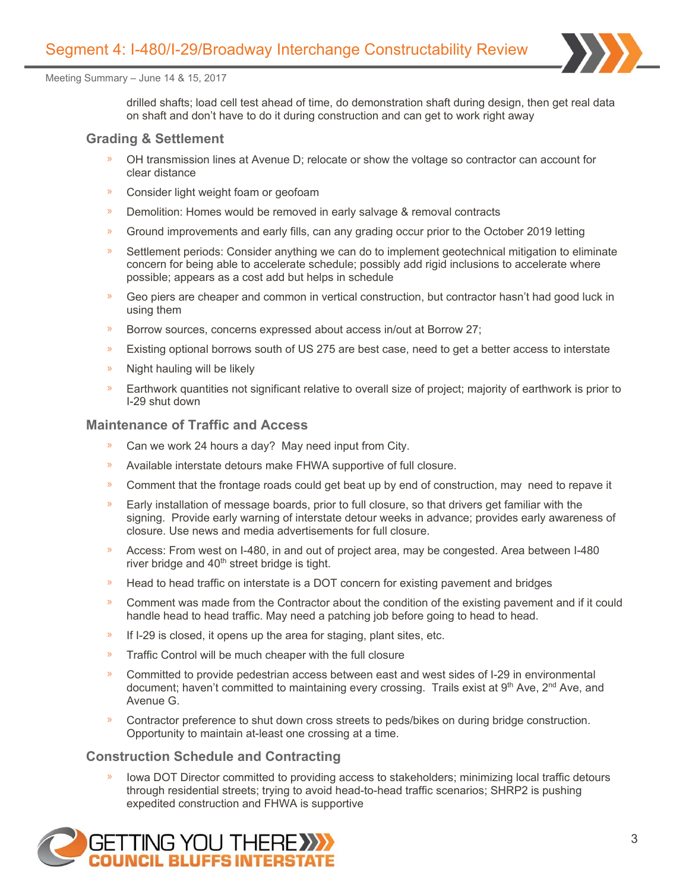drilled shafts; load cell test ahead of time, do demonstration shaft during design, then get real data on shaft and don't have to do it during construction and can get to work right away

### Grading & Settlement

- OH transmission lines at Avenue D; relocate or show the voltage so contractor can account for clear distance
- Consider light weight foam or geofoam
- Demolition: Homes would be removed in early salvage & removal contracts
- Ground improvements and early fills, can any grading occur prior to the October 2019 letting
- Settlement periods: Consider anything we can do to implement geotechnical mitigation to eliminate concern for being able to accelerate schedule; possibly add rigid inclusions to accelerate where possible; appears as a cost add but helps in schedule
- Geo piers are cheaper and common in vertical construction, but contractor hasn't had good luck in using them
- Borrow sources, concerns expressed about access in/out at Borrow 27;
- Existing optional borrows south of US 275 are best case, need to get a better access to interstate
- Night hauling will be likely
- Earthwork quantities not significant relative to overall size of project; majority of earthwork is prior to I-29 shut down

### Maintenance of Traffic and Access

- Can we work 24 hours a day? May need input from City.
- Available interstate detours make FHWA supportive of full closure.
- Comment that the frontage roads could get beat up by end of construction, may need to repave it
- Early installation of message boards, prior to full closure, so that drivers get familiar with the signing. Provide early warning of interstate detour weeks in advance; provides early awareness of closure. Use news and media advertisements for full closure.
- Access: From west on I-480, in and out of project area, may be congested. Area between I-480 river bridge and 40th street bridge is tight.
- Head to head traffic on interstate is a DOT concern for existing pavement and bridges
- Comment was made from the Contractor about the condition of the existing pavement and if it could handle head to head traffic. May need a patching job before going to head to head.
- If I-29 is closed, it opens up the area for staging, plant sites, etc.
- Traffic Control will be much cheaper with the full closure
- Committed to provide pedestrian access between east and west sides of I-29 in environmental document; haven't committed to maintaining every crossing. Trails exist at 9th Ave, 2nd Ave, and Avenue G.
- Contractor preference to shut down cross streets to peds/bikes on during bridge construction. Opportunity to maintain at-least one crossing at a time.

### Construction Schedule and Contracting

- Iowa DOT Director committed to providing access to stakeholders; minimizing local traffic detours through residential streets; trying to avoid head-to-head traffic scenarios; SHRP2 is pushing expedited construction and FHWA is supportive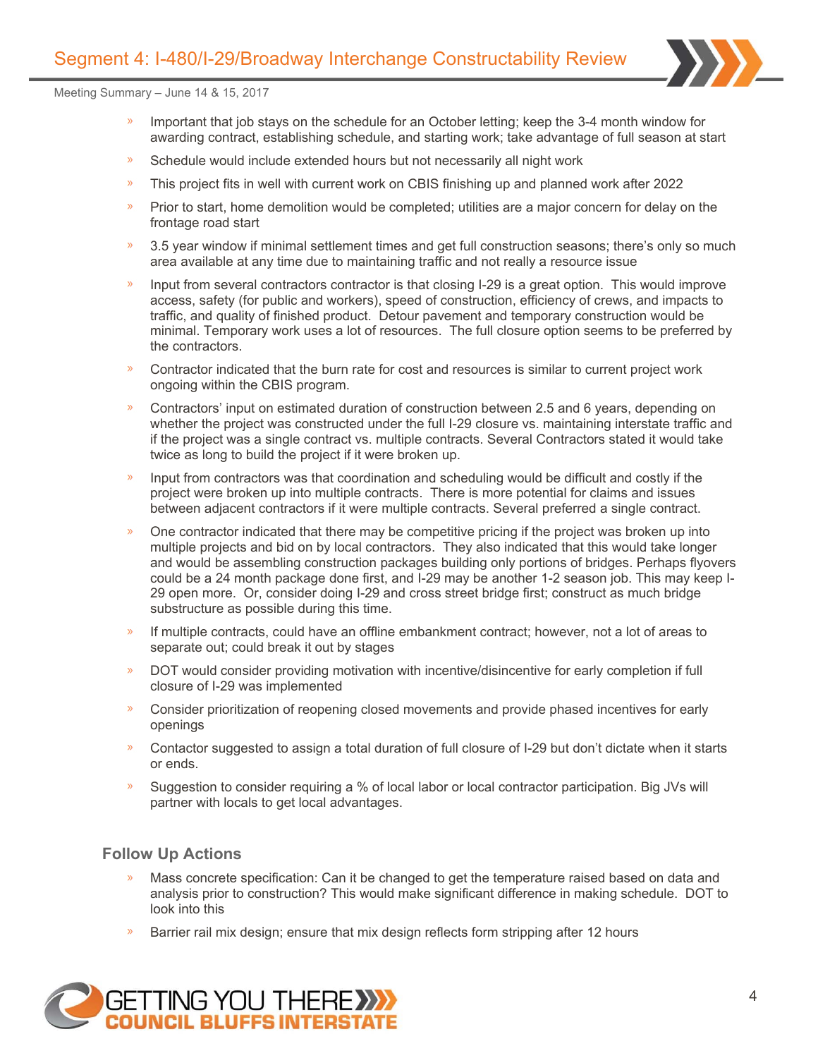- Important that job stays on the schedule for an October letting; keep the 3-4 month window for awarding contract, establishing schedule, and starting work; take advantage of full season at start
- Schedule would include extended hours but not necessarily all night work
- This project fits in well with current work on CBIS finishing up and planned work after 2022
- Prior to start, home demolition would be completed; utilities are a major concern for delay on the frontage road start
- 3.5 year window if minimal settlement times and get full construction seasons; there's only so much area available at any time due to maintaining traffic and not really a resource issue
- Input from several contractors contractor is that closing I-29 is a great option. This would improve access, safety (for public and workers), speed of construction, efficiency of crews, and impacts to traffic, and quality of finished product. Detour pavement and temporary construction would be minimal. Temporary work uses a lot of resources. The full closure option seems to be preferred by the contractors.
- Contractor indicated that the burn rate for cost and resources is similar to current project work ongoing within the CBIS program.
- Contractors' input on estimated duration of construction between 2.5 and 6 years, depending on whether the project was constructed under the full I-29 closure vs. maintaining interstate traffic and if the project was a single contract vs. multiple contracts. Several Contractors stated it would take twice as long to build the project if it were broken up.
- Input from contractors was that coordination and scheduling would be difficult and costly if the project were broken up into multiple contracts. There is more potential for claims and issues between adjacent contractors if it were multiple contracts. Several preferred a single contract.
- One contractor indicated that there may be competitive pricing if the project was broken up into multiple projects and bid on by local contractors. They also indicated that this would take longer and would be assembling construction packages building only portions of bridges. Perhaps flyovers could be a 24 month package done first, and I-29 may be another 1-2 season job. This may keep I-29 open more. Or, consider doing I-29 and cross street bridge first; construct as much bridge substructure as possible during this time.
- If multiple contracts, could have an offline embankment contract; however, not a lot of areas to separate out; could break it out by stages
- DOT would consider providing motivation with incentive/disincentive for early completion if full closure of I-29 was implemented
- Consider prioritization of reopening closed movements and provide phased incentives for early openings
- Contactor suggested to assign a total duration of full closure of I-29 but don't dictate when it starts or ends.
- Suggestion to consider requiring a % of local labor or local contractor participation. Big JVs will partner with locals to get local advantages.

### Follow Up Actions

- Mass concrete specification: Can it be changed to get the temperature raised based on data and analysis prior to construction? This would make significant difference in making schedule. DOT to look into this
- Barrier rail mix design; ensure that mix design reflects form stripping after 12 hours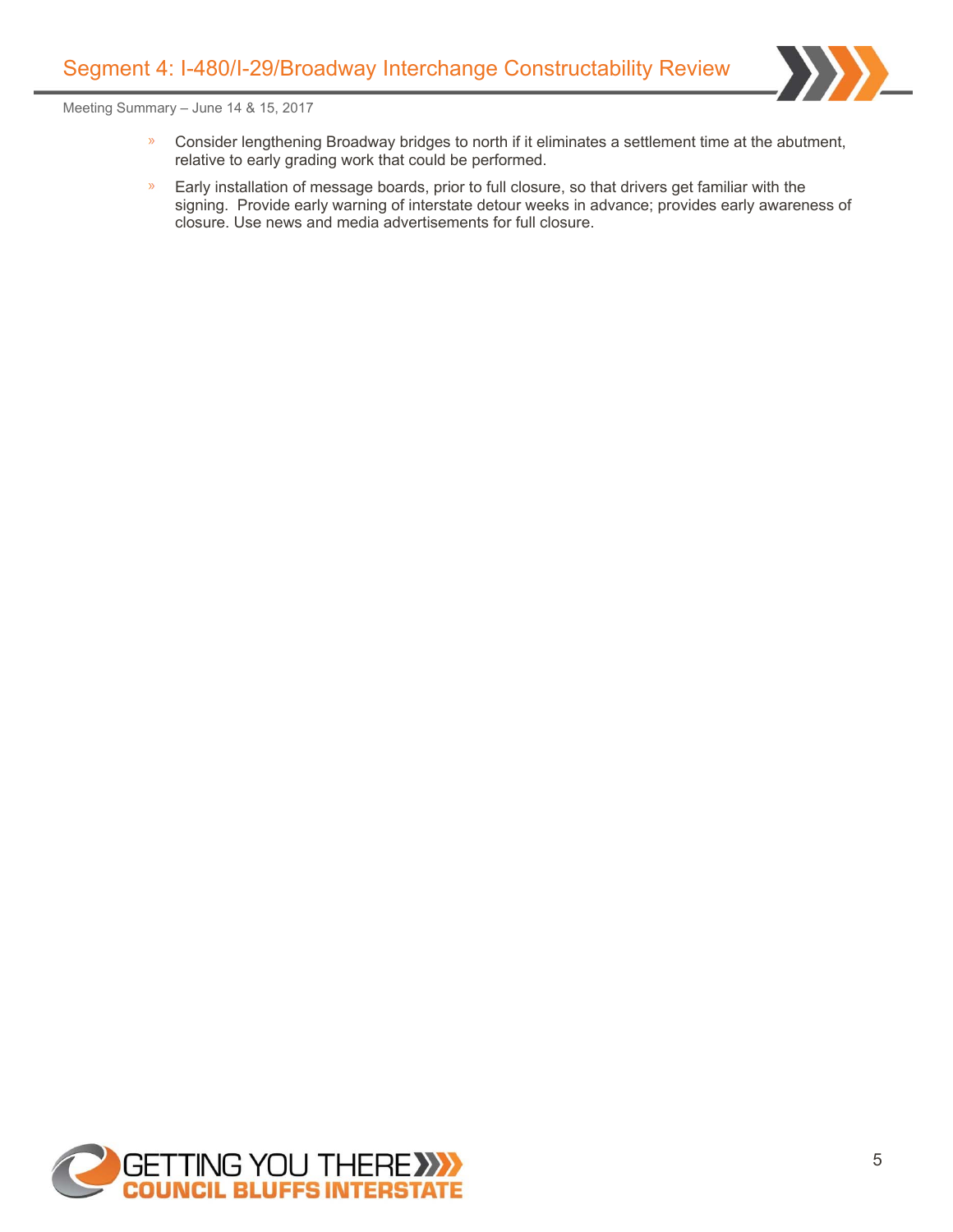- Consider lengthening Broadway bridges to north if it eliminates a settlement time at the abutment, relative to early grading work that could be performed.
- Early installation of message boards, prior to full closure, so that drivers get familiar with the signing. Provide early warning of interstate detour weeks in advance; provides early awareness of closure. Use news and media advertisements for full closure.